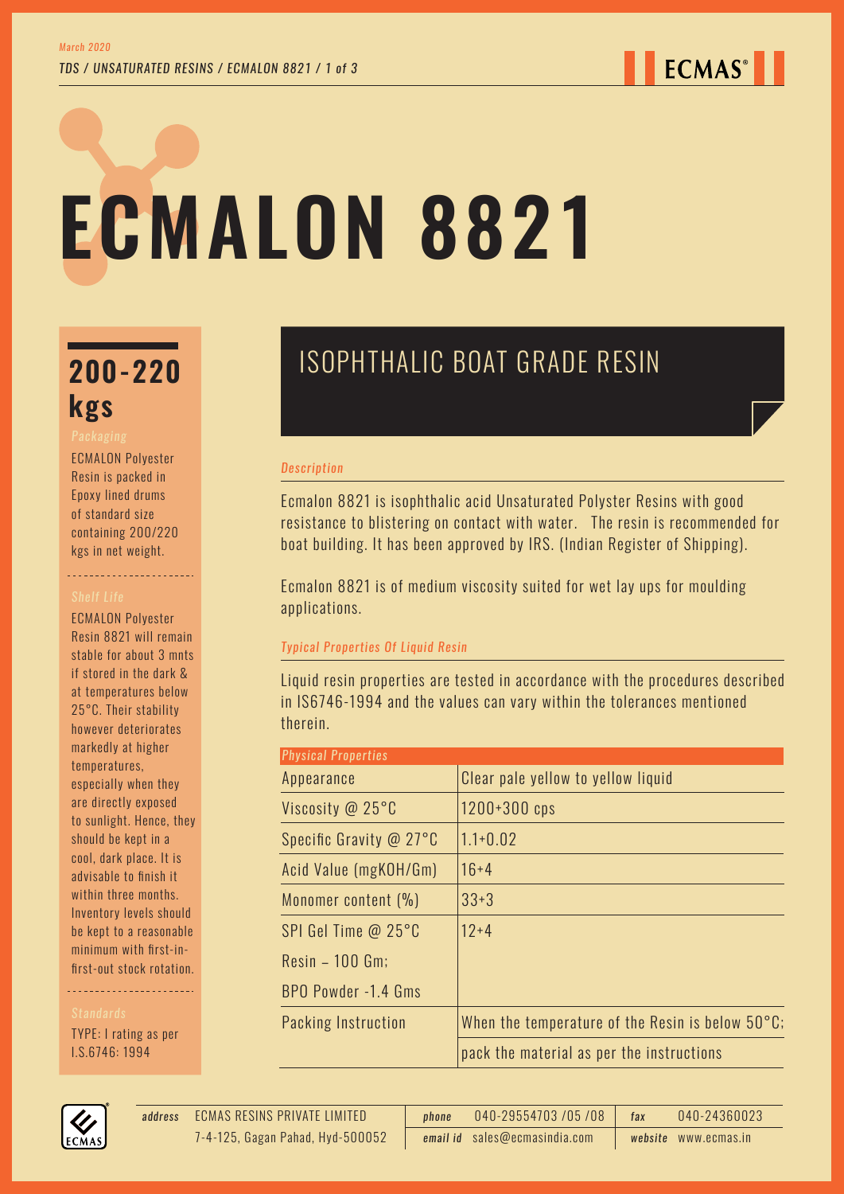# ECMALON 8821

## ISOPHTHALIC BOAT GRADE RESIN

**200-220 kgs**

*Packaging*

ECMALON Polyester Resin is packed in Epoxy lined drums of standard size containing 200/220 kgs in net weight.

*Shelf Life*

ECMALON Polyester Resin 8821 will remain stable for about 3 mnts if stored in the dark & at temperatures below 25°C. Their stability however deteriorates markedly at higher temperatures, especially when they are directly exposed to sunlight. Hence, they should be kept in a cool, dark place. It is advisable to finish it within three months. Inventory levels should be kept to a reasonable minimum with first-in-first-out stock rotation.

*Standards*

TYPE: I rating as per I.S.6746: 1994

*Description*

Ecmalon 8821 is isophthalic acid Unsaturated Polyster Resins with good resistance to blistering on contact with water. The resin is recommended for boat building. It has been approved by IRS. (Indian Register of Shipping).

Ecmalon 8821 is of medium viscosity suited for wet lay ups for moulding applications.

*Typical Properties Of Liquid Resin*

Liquid resin properties are tested in accordance with the procedures described in IS6746-1994 and the values can vary within the tolerances mentioned therein.

| *Physical Properties* | |
|---|---|
| Appearance | Clear pale yellow to yellow liquid |
| Viscosity @ 25°C | 1200+300 cps |
| Specific Gravity @ 27°C | 1.1+0.02 |
| Acid Value (mgKOH/Gm) | 16+4 |
| Monomer content (%) | 33+3 |
| SPI Gel Time @ 25°C<br>Resin – 100 Gm;<br>BPO Powder -1.4 Gms | 12+4 |
| Packing Instruction | When the temperature of the Resin is below 50°C; pack the material as per the instructions |

*address* ECMAS RESINS PRIVATE LIMITED 7-4-125, Gagan Pahad, Hyd-500052 *phone* 040-29554703 /05 /08 *email id* sales@ecmasindia.com *fax* 040-24360023 *website* www.ecmas.in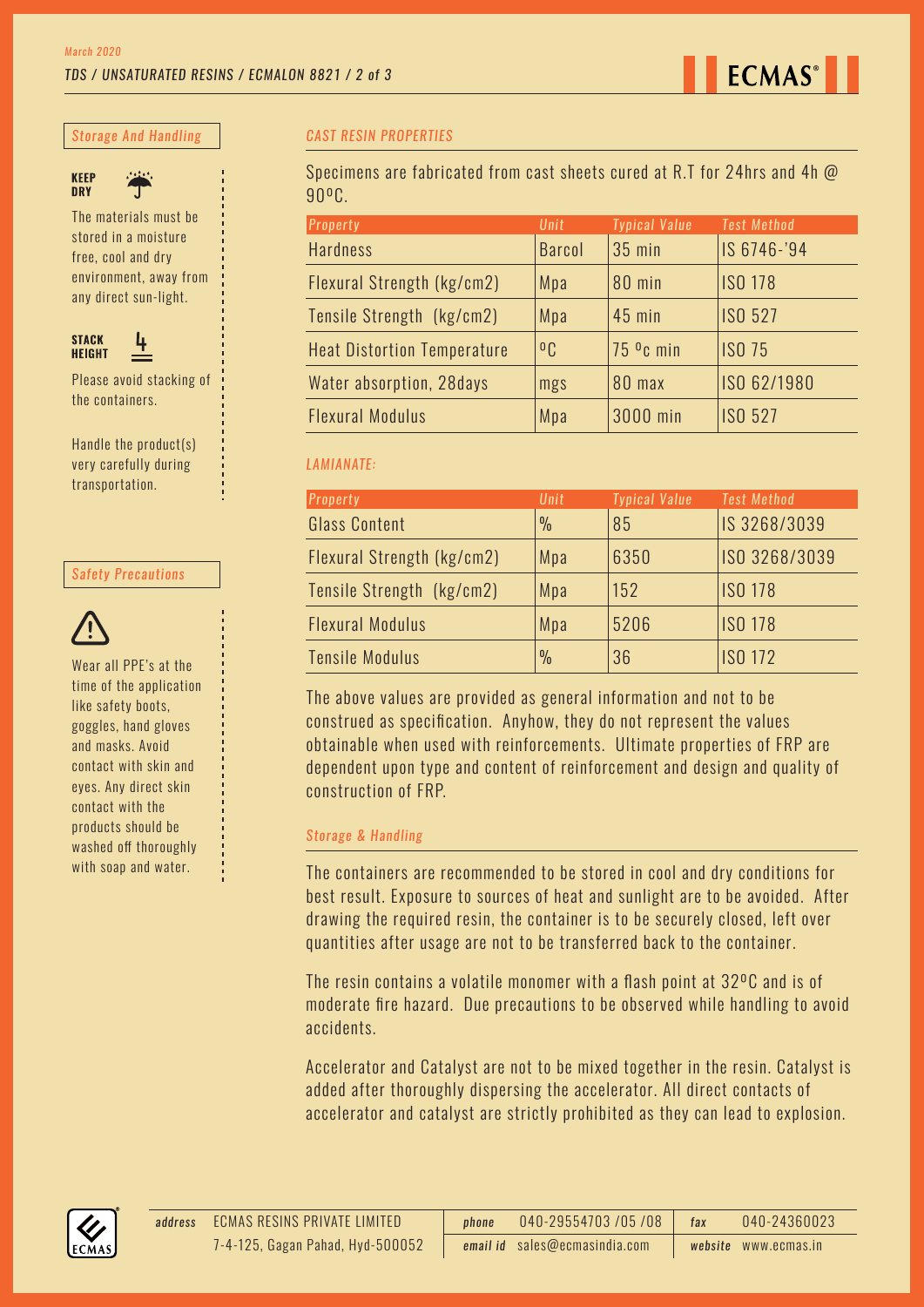## Storage And Handling

**KEEP DRY**

The materials must be stored in a moisture free, cool and dry environment, away from any direct sun-light.

**STACK HEIGHT**

Please avoid stacking of the containers.

Handle the product(s) very carefully during transportation.

## Safety Precautions

Wear all PPE's at the time of the application like safety boots, goggles, hand gloves and masks. Avoid contact with skin and eyes. Any direct skin contact with the products should be washed off thoroughly with soap and water.

## *CAST RESIN PROPERTIES*

Specimens are fabricated from cast sheets cured at R.T for 24hrs and 4h @ 90ºC.

| Property | Unit | Typical Value | Test Method |
|---|---|---|---|
| Hardness | Barcol | 35 min | IS 6746-'94 |
| Flexural Strength (kg/cm2) | Mpa | 80 min | ISO 178 |
| Tensile Strength (kg/cm2) | Mpa | 45 min | ISO 527 |
| Heat Distortion Temperature | ºC | 75 ºc min | ISO 75 |
| Water absorption, 28days | mgs | 80 max | ISO 62/1980 |
| Flexural Modulus | Mpa | 3000 min | ISO 527 |

### *LAMIANATE:*

| Property | Unit | Typical Value | Test Method |
|---|---|---|---|
| Glass Content | % | 85 | IS 3268/3039 |
| Flexural Strength (kg/cm2) | Mpa | 6350 | ISO 3268/3039 |
| Tensile Strength (kg/cm2) | Mpa | 152 | ISO 178 |
| Flexural Modulus | Mpa | 5206 | ISO 178 |
| Tensile Modulus | % | 36 | ISO 172 |

The above values are provided as general information and not to be construed as specification. Anyhow, they do not represent the values obtainable when used with reinforcements. Ultimate properties of FRP are dependent upon type and content of reinforcement and design and quality of construction of FRP.

## *Storage & Handling*

The containers are recommended to be stored in cool and dry conditions for best result. Exposure to sources of heat and sunlight are to be avoided. After drawing the required resin, the container is to be securely closed, left over quantities after usage are not to be transferred back to the container.

The resin contains a volatile monomer with a flash point at 32ºC and is of moderate fire hazard. Due precautions to be observed while handling to avoid accidents.

Accelerator and Catalyst are not to be mixed together in the resin. Catalyst is added after thoroughly dispersing the accelerator. All direct contacts of accelerator and catalyst are strictly prohibited as they can lead to explosion.

*address* ECMAS RESINS PRIVATE LIMITED 7-4-125, Gagan Pahad, Hyd-500052 | *phone* 040-29554703 /05 /08 | *email id* sales@ecmasindia.com | *fax* 040-24360023 | *website* www.ecmas.in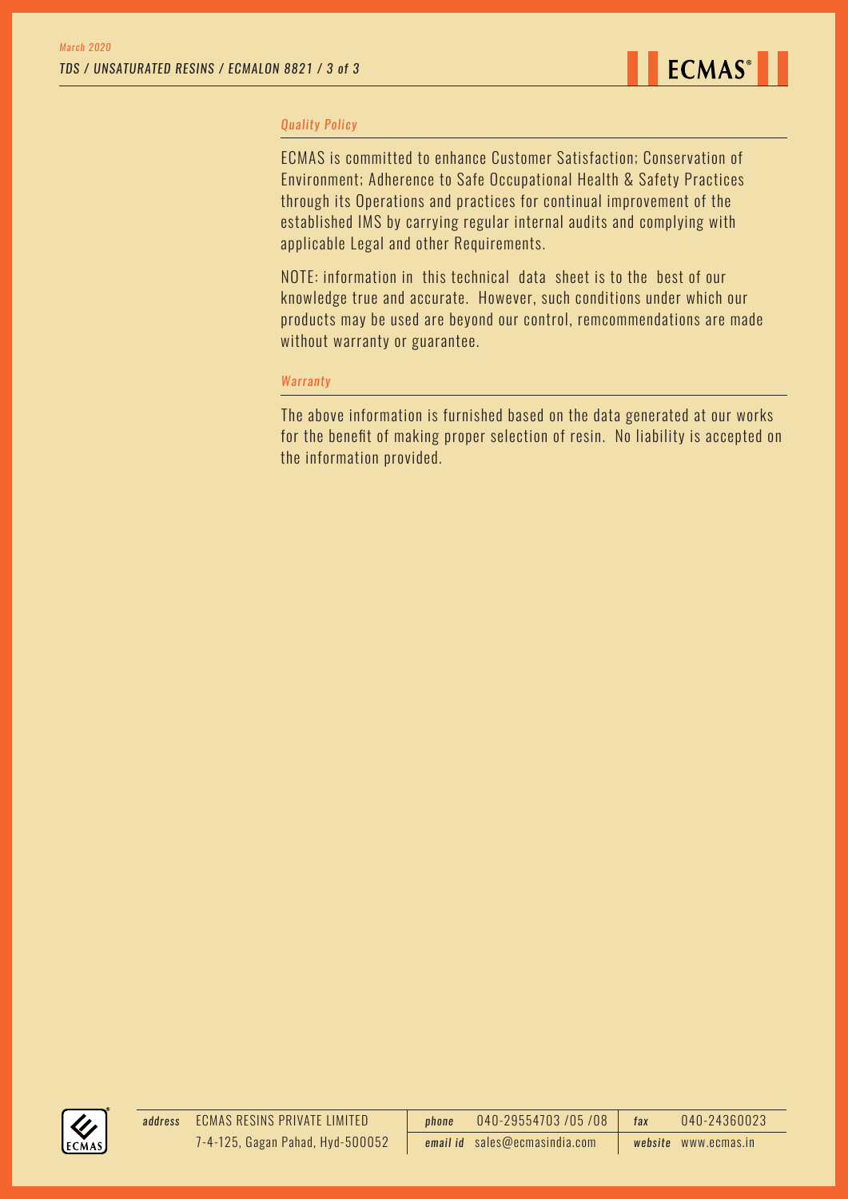## Quality Policy

ECMAS is committed to enhance Customer Satisfaction; Conservation of Environment; Adherence to Safe Occupational Health & Safety Practices through its Operations and practices for continual improvement of the established IMS by carrying regular internal audits and complying with applicable Legal and other Requirements.

NOTE: information in this technical data sheet is to the best of our knowledge true and accurate. However, such conditions under which our products may be used are beyond our control, remcommendations are made without warranty or guarantee.

## Warranty

The above information is furnished based on the data generated at our works for the benefit of making proper selection of resin. No liability is accepted on the information provided.

*address* ECMAS RESINS PRIVATE LIMITED
7-4-125, Gagan Pahad, Hyd-500052

*phone* 040-29554703 /05 /08
*email id* sales@ecmasindia.com

*fax* 040-24360023
*website* www.ecmas.in